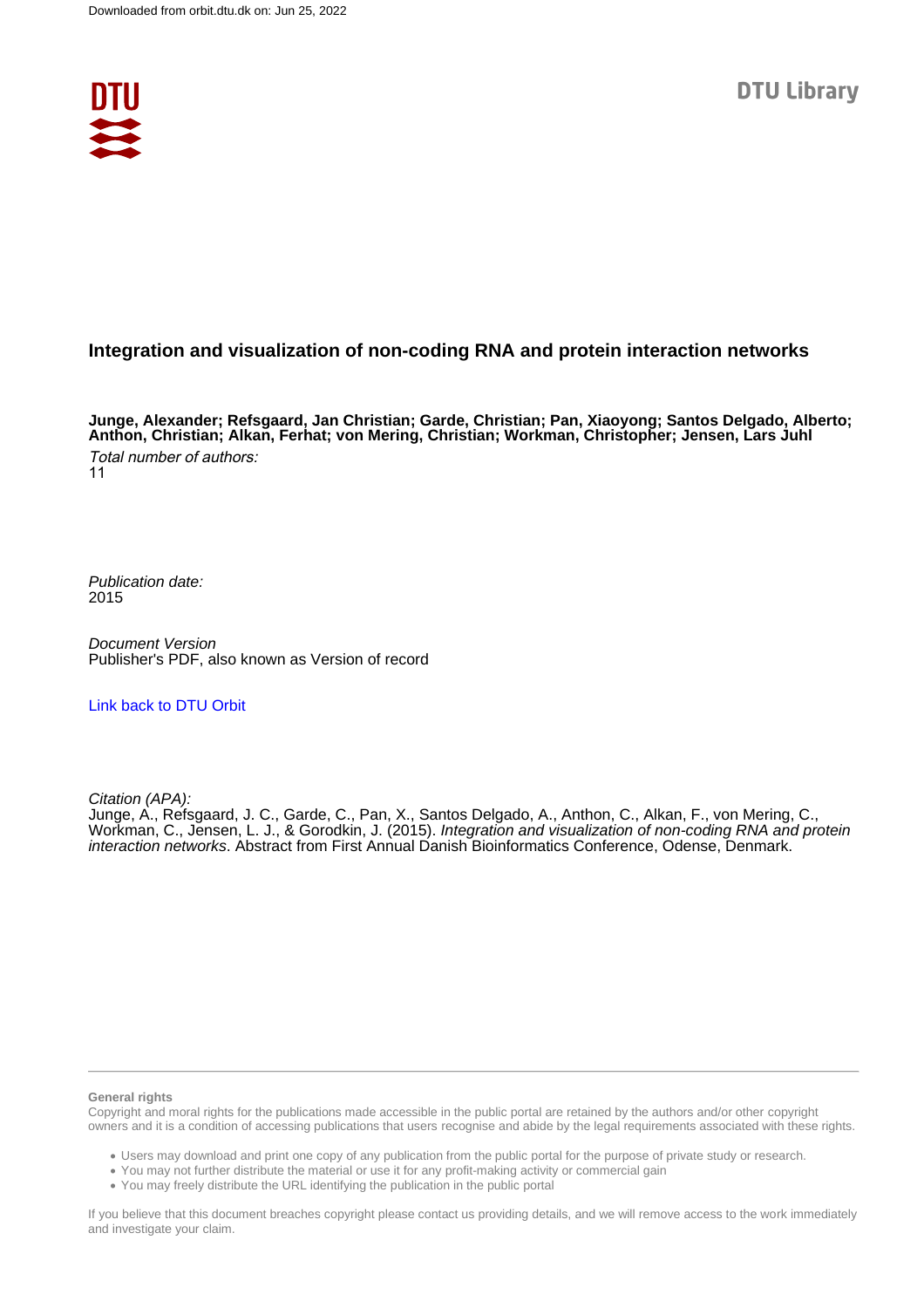Downloaded from orbit.dtu.dk on: Jun 25, 2022

DTU Library

# Integration and visualization of non-coding RNA and protein interaction networks

**Junge, Alexander; Refsgaard, Jan Christian; Garde, Christian; Pan, Xiaoyong; Santos Delgado, Alberto; Anthon, Christian; Alkan, Ferhat; von Mering, Christian; Workman, Christopher; Jensen, Lars Juhl**

*Total number of authors:*
11

*Publication date:*
2015

*Document Version*
Publisher's PDF, also known as Version of record

[Link back to DTU Orbit]

*Citation (APA):*
Junge, A., Refsgaard, J. C., Garde, C., Pan, X., Santos Delgado, A., Anthon, C., Alkan, F., von Mering, C., Workman, C., Jensen, L. J., & Gorodkin, J. (2015). *Integration and visualization of non-coding RNA and protein interaction networks*. Abstract from First Annual Danish Bioinformatics Conference, Odense, Denmark.

**General rights**

Copyright and moral rights for the publications made accessible in the public portal are retained by the authors and/or other copyright owners and it is a condition of accessing publications that users recognise and abide by the legal requirements associated with these rights.

- Users may download and print one copy of any publication from the public portal for the purpose of private study or research.
- You may not further distribute the material or use it for any profit-making activity or commercial gain
- You may freely distribute the URL identifying the publication in the public portal

If you believe that this document breaches copyright please contact us providing details, and we will remove access to the work immediately and investigate your claim.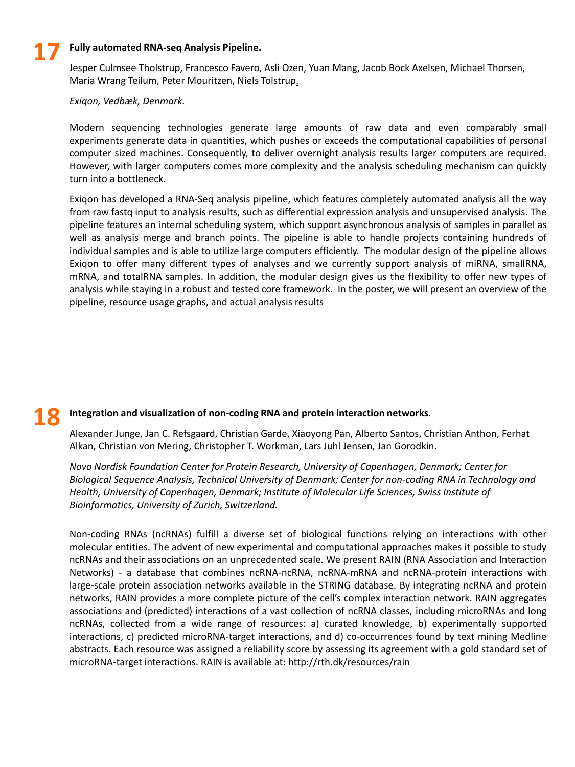## 17 Fully automated RNA-seq Analysis Pipeline.

Jesper Culmsee Tholstrup, Francesco Favero, Asli Ozen, Yuan Mang, Jacob Bock Axelsen, Michael Thorsen, Maria Wrang Teilum, Peter Mouritzen, Niels Tolstrup.

*Exiqon, Vedbæk, Denmark.*

Modern sequencing technologies generate large amounts of raw data and even comparably small experiments generate data in quantities, which pushes or exceeds the computational capabilities of personal computer sized machines. Consequently, to deliver overnight analysis results larger computers are required. However, with larger computers comes more complexity and the analysis scheduling mechanism can quickly turn into a bottleneck.

Exiqon has developed a RNA-Seq analysis pipeline, which features completely automated analysis all the way from raw fastq input to analysis results, such as differential expression analysis and unsupervised analysis. The pipeline features an internal scheduling system, which support asynchronous analysis of samples in parallel as well as analysis merge and branch points. The pipeline is able to handle projects containing hundreds of individual samples and is able to utilize large computers efficiently. The modular design of the pipeline allows Exiqon to offer many different types of analyses and we currently support analysis of miRNA, smallRNA, mRNA, and totalRNA samples. In addition, the modular design gives us the flexibility to offer new types of analysis while staying in a robust and tested core framework. In the poster, we will present an overview of the pipeline, resource usage graphs, and actual analysis results

## 18 Integration and visualization of non-coding RNA and protein interaction networks.

Alexander Junge, Jan C. Refsgaard, Christian Garde, Xiaoyong Pan, Alberto Santos, Christian Anthon, Ferhat Alkan, Christian von Mering, Christopher T. Workman, Lars Juhl Jensen, Jan Gorodkin.

*Novo Nordisk Foundation Center for Protein Research, University of Copenhagen, Denmark; Center for Biological Sequence Analysis, Technical University of Denmark; Center for non-coding RNA in Technology and Health, University of Copenhagen, Denmark; Institute of Molecular Life Sciences, Swiss Institute of Bioinformatics, University of Zurich, Switzerland.*

Non-coding RNAs (ncRNAs) fulfill a diverse set of biological functions relying on interactions with other molecular entities. The advent of new experimental and computational approaches makes it possible to study ncRNAs and their associations on an unprecedented scale. We present RAIN (RNA Association and Interaction Networks) - a database that combines ncRNA-ncRNA, ncRNA-mRNA and ncRNA-protein interactions with large-scale protein association networks available in the STRING database. By integrating ncRNA and protein networks, RAIN provides a more complete picture of the cell's complex interaction network. RAIN aggregates associations and (predicted) interactions of a vast collection of ncRNA classes, including microRNAs and long ncRNAs, collected from a wide range of resources: a) curated knowledge, b) experimentally supported interactions, c) predicted microRNA-target interactions, and d) co-occurrences found by text mining Medline abstracts. Each resource was assigned a reliability score by assessing its agreement with a gold standard set of microRNA-target interactions. RAIN is available at: http://rth.dk/resources/rain